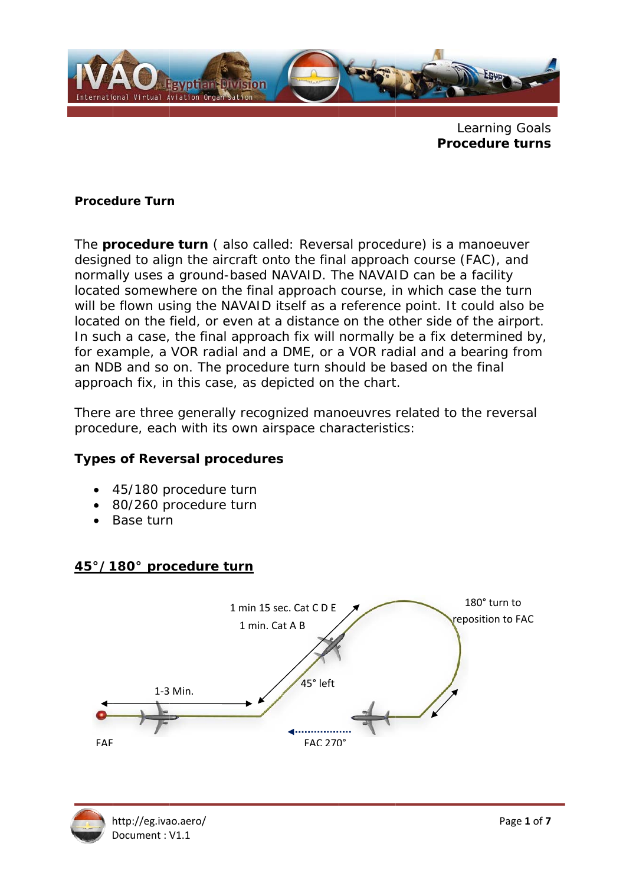Learning Goals
**Procedure turns**

### Procedure Turn

The **procedure turn** ( also called: Reversal procedure) is a manoeuver designed to align the aircraft onto the final approach course (FAC), and normally uses a ground-based NAVAID. The NAVAID can be a facility located somewhere on the final approach course, in which case the turn will be flown using the NAVAID itself as a reference point. It could also be located on the field, or even at a distance on the other side of the airport. In such a case, the final approach fix will normally be a fix determined by, for example, a VOR radial and a DME, or a VOR radial and a bearing from an NDB and so on. The procedure turn should be based on the final approach fix, in this case, as depicted on the chart.

There are three generally recognized manoeuvres related to the reversal procedure, each with its own airspace characteristics:

### Types of Reversal procedures

- 45/180 procedure turn
- 80/260 procedure turn
- Base turn

## 45°/ 180° procedure turn

1 min 15 sec. Cat C D E

1 min. Cat A B

180° turn to reposition to FAC

1-3 Min.

45° left

FAF

FAC 270°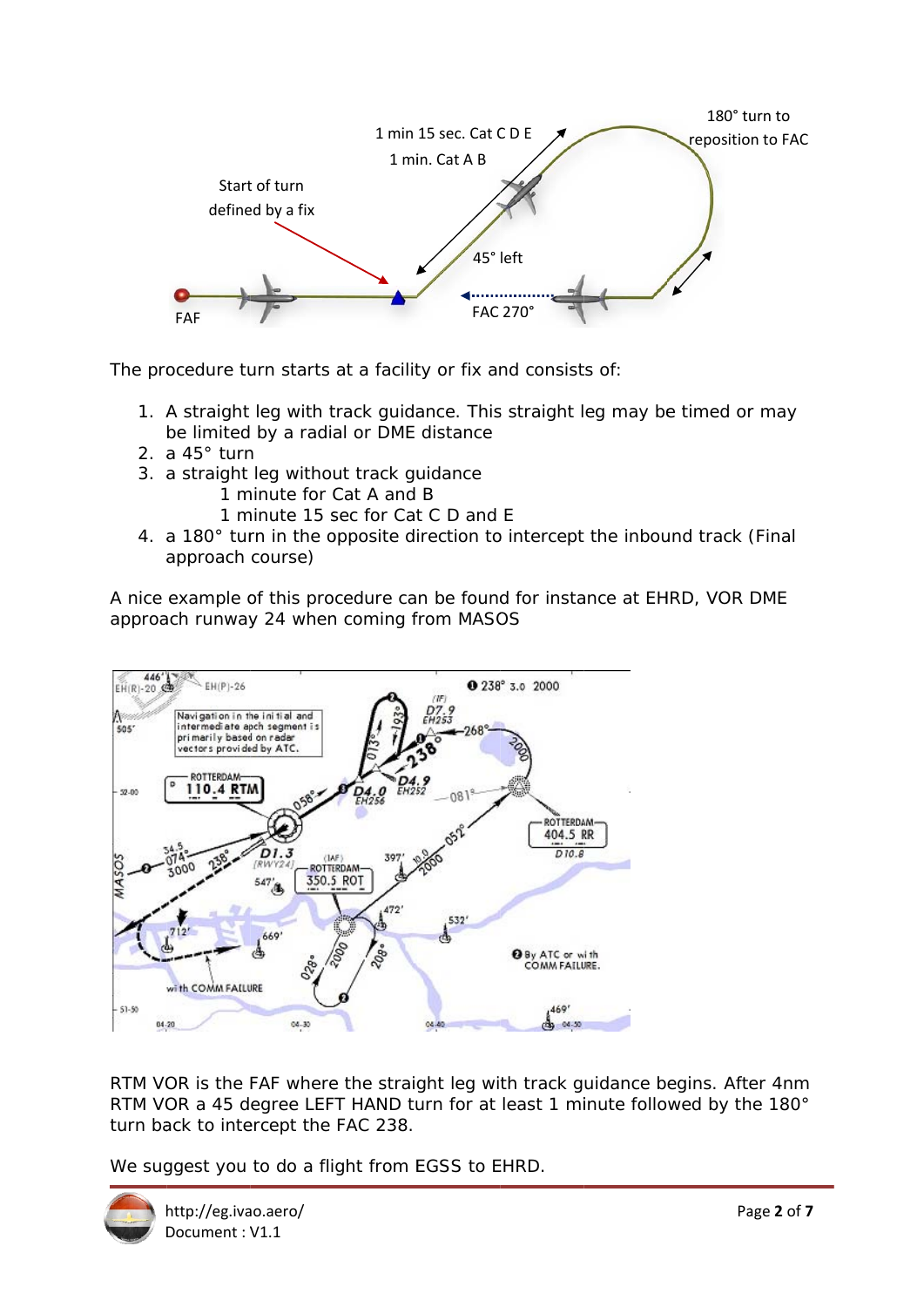The procedure turn starts at a facility or fix and consists of:

1. A straight leg with track guidance. This straight leg may be timed or may be limited by a radial or DME distance
2. a 45° turn
3. a straight leg without track guidance
   - 1 minute for Cat A and B
   - 1 minute 15 sec for Cat C D and E
4. a 180° turn in the opposite direction to intercept the inbound track (Final approach course)

A nice example of this procedure can be found for instance at EHRD, VOR DME approach runway 24 when coming from MASOS

RTM VOR is the FAF where the straight leg with track guidance begins. After 4nm RTM VOR a 45 degree LEFT HAND turn for at least 1 minute followed by the 180° turn back to intercept the FAC 238.

We suggest you to do a flight from EGSS to EHRD.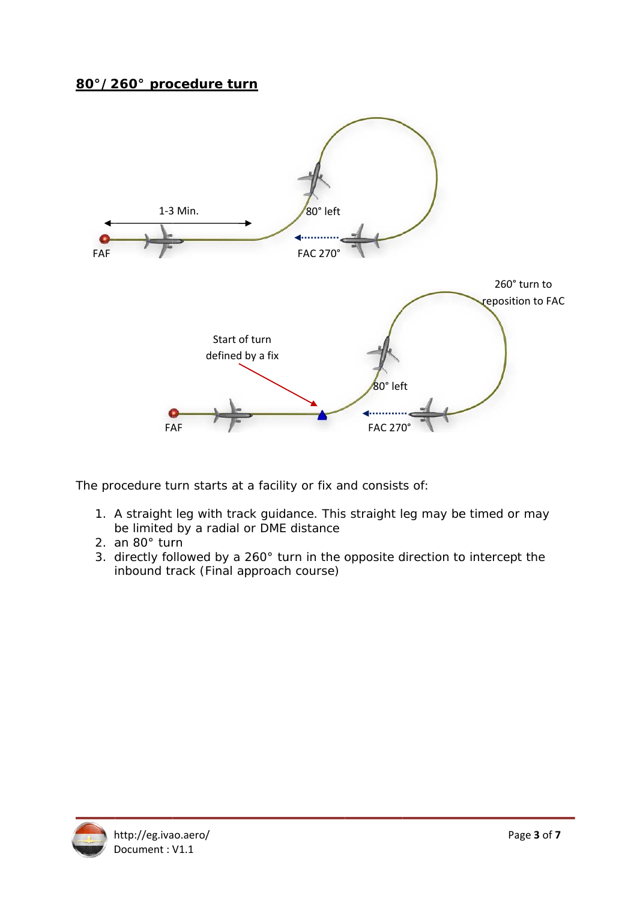## 80°/260° procedure turn

The procedure turn starts at a facility or fix and consists of:

1. A straight leg with track guidance. This straight leg may be timed or may be limited by a radial or DME distance
2. an 80° turn
3. directly followed by a 260° turn in the opposite direction to intercept the inbound track (Final approach course)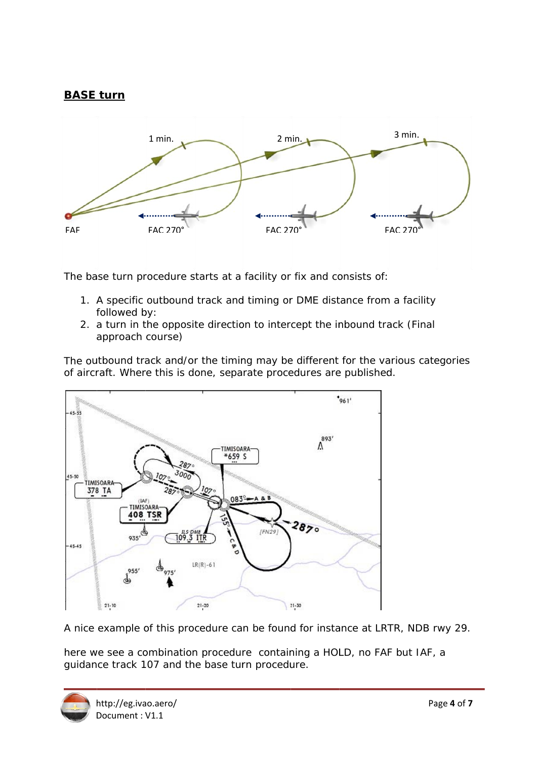## BASE turn

The base turn procedure starts at a facility or fix and consists of:

1. A specific outbound track and timing or DME distance from a facility followed by:
2. a turn in the opposite direction to intercept the inbound track (Final approach course)

The outbound track and/or the timing may be different for the various categories of aircraft. Where this is done, separate procedures are published.

A nice example of this procedure can be found for instance at LRTR, NDB rwy 29.

here we see a combination procedure containing a HOLD, no FAF but IAF, a guidance track 107 and the base turn procedure.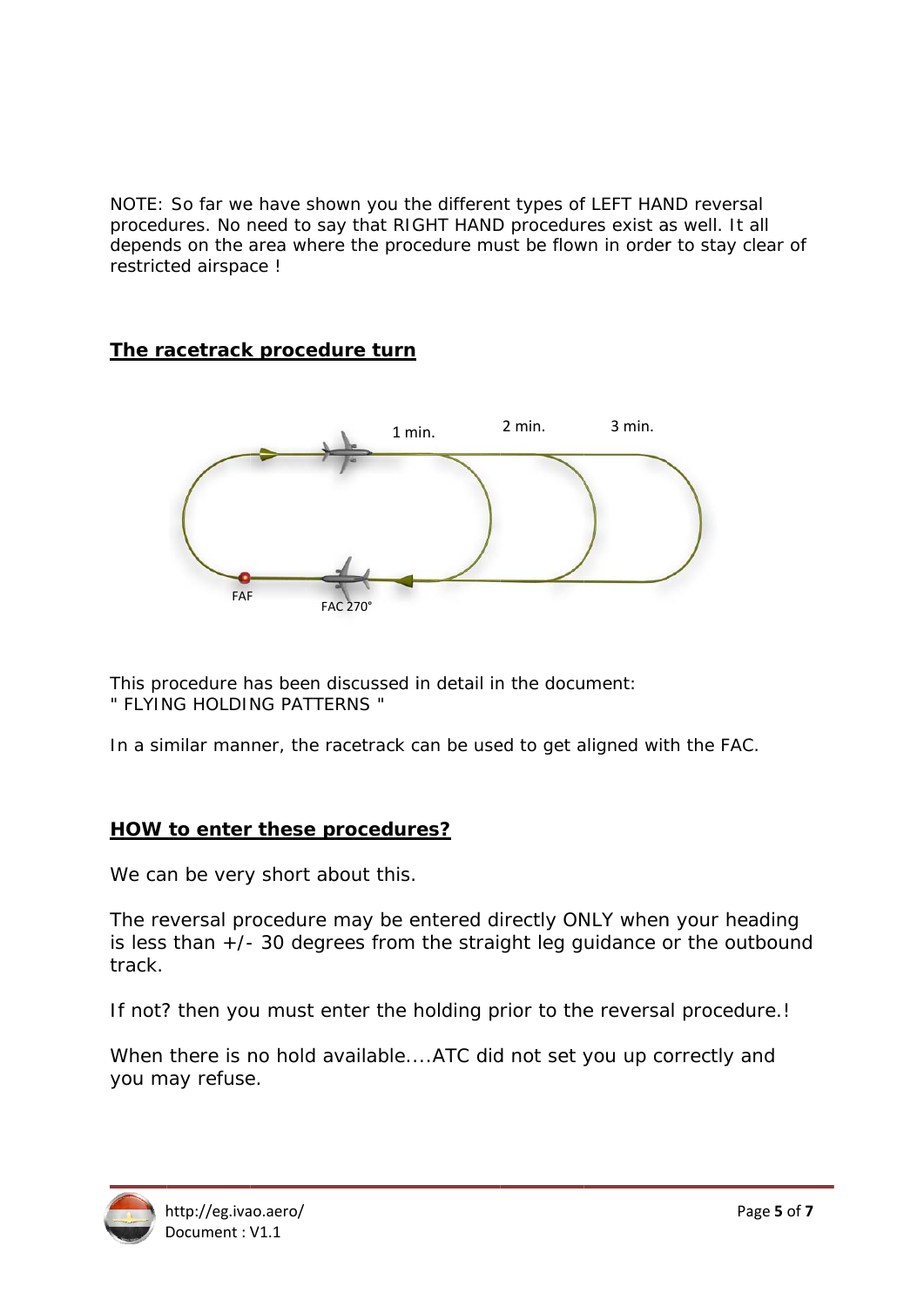NOTE: So far we have shown you the different types of LEFT HAND reversal procedures. No need to say that RIGHT HAND procedures exist as well. It all depends on the area where the procedure must be flown in order to stay clear of restricted airspace !

## The racetrack procedure turn

1 min. 2 min. 3 min.

FAF FAC 270°

This procedure has been discussed in detail in the document:
" FLYING HOLDING PATTERNS "

In a similar manner, the racetrack can be used to get aligned with the FAC.

## HOW to enter these procedures?

We can be very short about this.

The reversal procedure may be entered directly ONLY when your heading is less than +/- 30 degrees from the straight leg guidance or the outbound track.

If not? then you must enter the holding prior to the reversal procedure.!

When there is no hold available....ATC did not set you up correctly and you may refuse.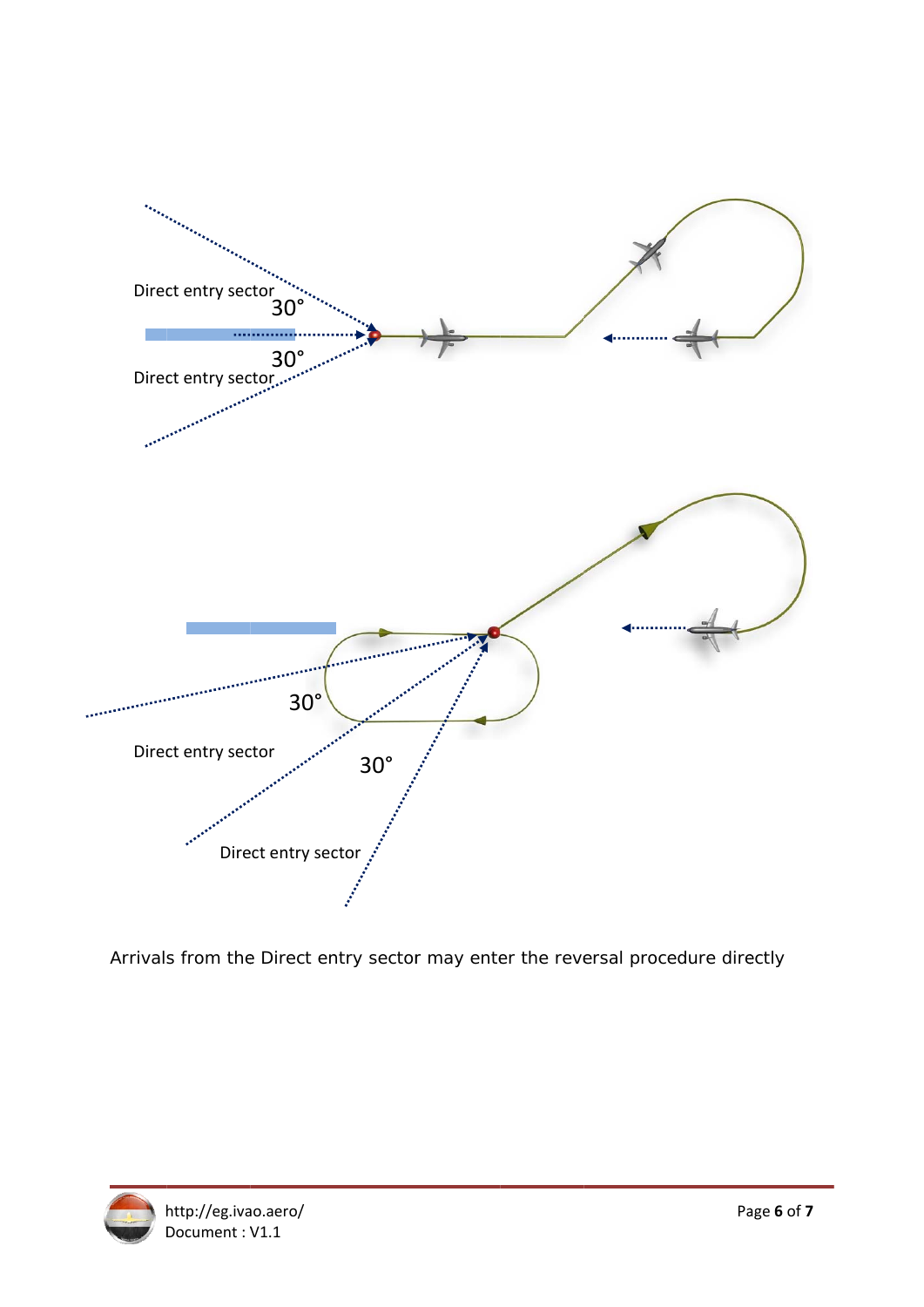Direct entry sector

30°

30°

Direct entry sector

30°

Direct entry sector

30°

Direct entry sector

Arrivals from the Direct entry sector may enter the reversal procedure directly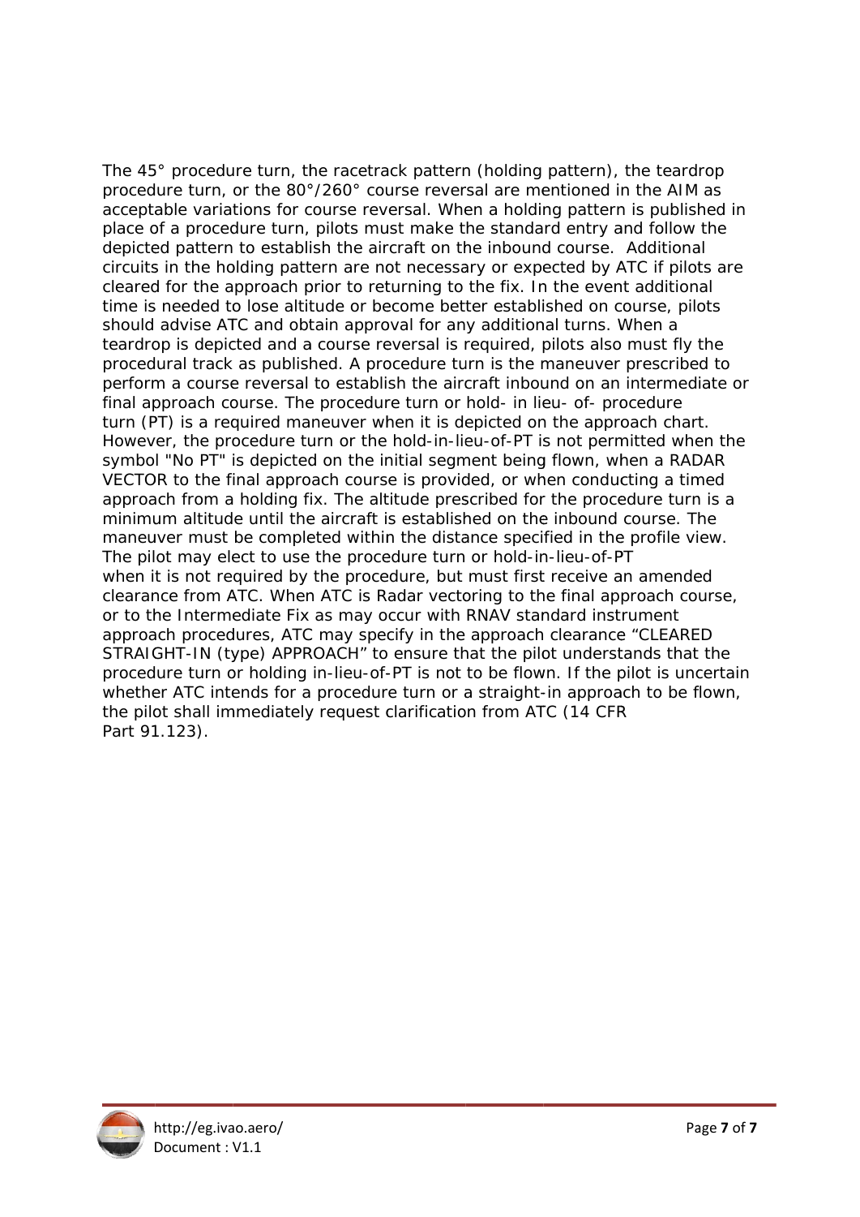The 45° procedure turn, the racetrack pattern (holding pattern), the teardrop procedure turn, or the 80°/260° course reversal are mentioned in the AIM as acceptable variations for course reversal. When a holding pattern is published in place of a procedure turn, pilots must make the standard entry and follow the depicted pattern to establish the aircraft on the inbound course. Additional circuits in the holding pattern are not necessary or expected by ATC if pilots are cleared for the approach prior to returning to the fix. In the event additional time is needed to lose altitude or become better established on course, pilots should advise ATC and obtain approval for any additional turns. When a teardrop is depicted and a course reversal is required, pilots also must fly the procedural track as published. A procedure turn is the maneuver prescribed to perform a course reversal to establish the aircraft inbound on an intermediate or final approach course. The procedure turn or hold- in lieu- of- procedure turn (PT) is a required maneuver when it is depicted on the approach chart. However, the procedure turn or the hold-in-lieu-of-PT is not permitted when the symbol "No PT" is depicted on the initial segment being flown, when a RADAR VECTOR to the final approach course is provided, or when conducting a timed approach from a holding fix. The altitude prescribed for the procedure turn is a minimum altitude until the aircraft is established on the inbound course. The maneuver must be completed within the distance specified in the profile view. The pilot may elect to use the procedure turn or hold-in-lieu-of-PT when it is not required by the procedure, but must first receive an amended clearance from ATC. When ATC is Radar vectoring to the final approach course, or to the Intermediate Fix as may occur with RNAV standard instrument approach procedures, ATC may specify in the approach clearance “CLEARED STRAIGHT-IN (type) APPROACH” to ensure that the pilot understands that the procedure turn or holding in-lieu-of-PT is not to be flown. If the pilot is uncertain whether ATC intends for a procedure turn or a straight-in approach to be flown, the pilot shall immediately request clarification from ATC (14 CFR Part 91.123).